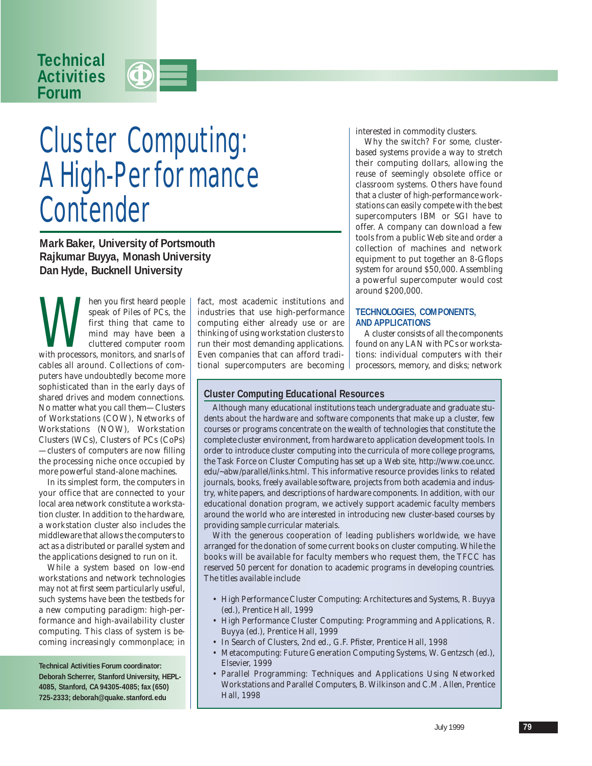Technical Activities Forum

# Cluster Computing: A High-Performance Contender

**Mark Baker, University of Portsmouth**
**Rajkumar Buyya, Monash University**
**Dan Hyde, Bucknell University**

When you first heard people speak of Piles of PCs, the first thing that came to mind may have been a cluttered computer room with processors, monitors, and snarls of cables all around. Collections of computers have undoubtedly become more sophisticated than in the early days of shared drives and modem connections. No matter what you call them—Clusters of Workstations (COW), Networks of Workstations (NOW), Workstation Clusters (WCs), Clusters of PCs (CoPs)—clusters of computers are now filling the processing niche once occupied by more powerful stand-alone machines.

In its simplest form, the computers in your office that are connected to your local area network constitute a workstation cluster. In addition to the hardware, a workstation cluster also includes the middleware that allows the computers to act as a distributed or parallel system and the applications designed to run on it.

While a system based on low-end workstations and network technologies may not at first seem particularly useful, such systems have been the testbeds for a new computing paradigm: high-performance and high-availability cluster computing. This class of system is becoming increasingly commonplace; in fact, most academic institutions and industries that use high-performance computing either already use or are thinking of using workstation clusters to run their most demanding applications. Even companies that can afford traditional supercomputers are becoming interested in commodity clusters.

Why the switch? For some, cluster-based systems provide a way to stretch their computing dollars, allowing the reuse of seemingly obsolete office or classroom systems. Others have found that a cluster of high-performance workstations can easily compete with the best supercomputers IBM or SGI have to offer. A company can download a few tools from a public Web site and order a collection of machines and network equipment to put together an 8-Gflops system for around $50,000. Assembling a powerful supercomputer would cost around $200,000.

## TECHNOLOGIES, COMPONENTS, AND APPLICATIONS

A cluster consists of all the components found on any LAN with PCs or workstations: individual computers with their processors, memory, and disks; network

### Cluster Computing Educational Resources

Although many educational institutions teach undergraduate and graduate students about the hardware and software components that make up a cluster, few courses or programs concentrate on the wealth of technologies that constitute the complete cluster environment, from hardware to application development tools. In order to introduce cluster computing into the curricula of more college programs, the Task Force on Cluster Computing has set up a Web site, http://www.coe.uncc.edu/~abw/parallel/links.html. This informative resource provides links to related journals, books, freely available software, projects from both academia and industry, white papers, and descriptions of hardware components. In addition, with our educational donation program, we actively support academic faculty members around the world who are interested in introducing new cluster-based courses by providing sample curricular materials.

With the generous cooperation of leading publishers worldwide, we have arranged for the donation of some current books on cluster computing. While the books will be available for faculty members who request them, the TFCC has reserved 50 percent for donation to academic programs in developing countries. The titles available include

- High Performance Cluster Computing: Architectures and Systems, R. Buyya (ed.), Prentice Hall, 1999
- High Performance Cluster Computing: Programming and Applications, R. Buyya (ed.), Prentice Hall, 1999
- In Search of Clusters, 2nd ed., G.F. Pfister, Prentice Hall, 1998
- Metacomputing: Future Generation Computing Systems, W. Gentzsch (ed.), Elsevier, 1999
- Parallel Programming: Techniques and Applications Using Networked Workstations and Parallel Computers, B. Wilkinson and C.M. Allen, Prentice Hall, 1998

**Technical Activities Forum coordinator: Deborah Scherrer, Stanford University, HEPL-4085, Stanford, CA 94305-4085; fax (650) 725-2333; deborah@quake.stanford.edu**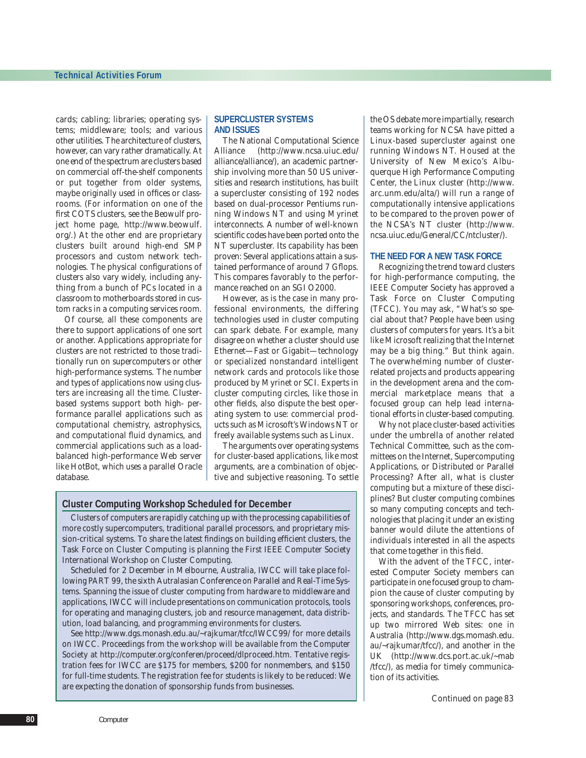cards; cabling; libraries; operating systems; middleware; tools; and various other utilities. The architecture of clusters, however, can vary rather dramatically. At one end of the spectrum are clusters based on commercial off-the-shelf components or put together from older systems, maybe originally used in offices or classrooms. (For information on one of the first COTS clusters, see the Beowulf project home page, http://www.beowulf.org/.) At the other end are proprietary clusters built around high-end SMP processors and custom network technologies. The physical configurations of clusters also vary widely, including anything from a bunch of PCs located in a classroom to motherboards stored in custom racks in a computing services room.

Of course, all these components are there to support applications of one sort or another. Applications appropriate for clusters are not restricted to those traditionally run on supercomputers or other high-performance systems. The number and types of applications now using clusters are increasing all the time. Cluster-based systems support both high-performance parallel applications such as computational chemistry, astrophysics, and computational fluid dynamics, and commercial applications such as a load-balanced high-performance Web server like HotBot, which uses a parallel Oracle database.

## SUPERCLUSTER SYSTEMS AND ISSUES

The National Computational Science Alliance (http://www.ncsa.uiuc.edu/alliance/alliance/), an academic partnership involving more than 50 US universities and research institutions, has built a supercluster consisting of 192 nodes based on dual-processor Pentiums running Windows NT and using Myrinet interconnects. A number of well-known scientific codes have been ported onto the NT supercluster. Its capability has been proven: Several applications attain a sustained performance of around 7 Gflops. This compares favorably to the performance reached on an SGI O2000.

However, as is the case in many professional environments, the differing technologies used in cluster computing can spark debate. For example, many disagree on whether a cluster should use Ethernet—Fast or Gigabit—technology or specialized nonstandard intelligent network cards and protocols like those produced by Myrinet or SCI. Experts in cluster computing circles, like those in other fields, also dispute the best operating system to use: commercial products such as Microsoft's Windows NT or freely available systems such as Linux.

The arguments over operating systems for cluster-based applications, like most arguments, are a combination of objective and subjective reasoning. To settle the OS debate more impartially, research teams working for NCSA have pitted a Linux-based supercluster against one running Windows NT. Housed at the University of New Mexico's Albuquerque High Performance Computing Center, the Linux cluster (http://www.arc.unm.edu/alta/) will run a range of computationally intensive applications to be compared to the proven power of the NCSA's NT cluster (http://www.ncsa.uiuc.edu/General/CC/ntcluster/).

## THE NEED FOR A NEW TASK FORCE

Recognizing the trend toward clusters for high-performance computing, the IEEE Computer Society has approved a Task Force on Cluster Computing (TFCC). You may ask, "What's so special about that? People have been using clusters of computers for years. It's a bit like Microsoft realizing that the Internet may be a big thing." But think again. The overwhelming number of cluster-related projects and products appearing in the development arena and the commercial marketplace means that a focused group can help lead international efforts in cluster-based computing.

Why not place cluster-based activities under the umbrella of another related Technical Committee, such as the committees on the Internet, Supercomputing Applications, or Distributed or Parallel Processing? After all, what is cluster computing but a mixture of these disciplines? But cluster computing combines so many computing concepts and technologies that placing it under an existing banner would dilute the attentions of individuals interested in all the aspects that come together in this field.

With the advent of the TFCC, interested Computer Society members can participate in one focused group to champion the cause of cluster computing by sponsoring workshops, conferences, projects, and standards. The TFCC has set up two mirrored Web sites: one in Australia (http://www.dgs.momash.edu.au/~rajkumar/tfcc/), and another in the UK (http://www.dcs.port.ac.uk/~mab/tfcc/), as media for timely communication of its activities.

Continued on page 83

### Cluster Computing Workshop Scheduled for December

Clusters of computers are rapidly catching up with the processing capabilities of more costly supercomputers, traditional parallel processors, and proprietary mission-critical systems. To share the latest findings on building efficient clusters, the Task Force on Cluster Computing is planning the First IEEE Computer Society International Workshop on Cluster Computing.

Scheduled for 2 December in Melbourne, Australia, IWCC will take place following PART 99, the sixth Autralasian Conference on Parallel and Real-Time Systems. Spanning the issue of cluster computing from hardware to middleware and applications, IWCC will include presentations on communication protocols, tools for operating and managing clusters, job and resource management, data distribution, load balancing, and programming environments for clusters.

See http://www.dgs.monash.edu.au/~rajkumar/tfcc/IWCC99/ for more details on IWCC. Proceedings from the workshop will be available from the Computer Society at http://computer.org/conferen/proceed/dlproceed.htm. Tentative registration fees for IWCC are $175 for members, $200 for nonmembers, and $150 for full-time students. The registration fee for students is likely to be reduced: We are expecting the donation of sponsorship funds from businesses.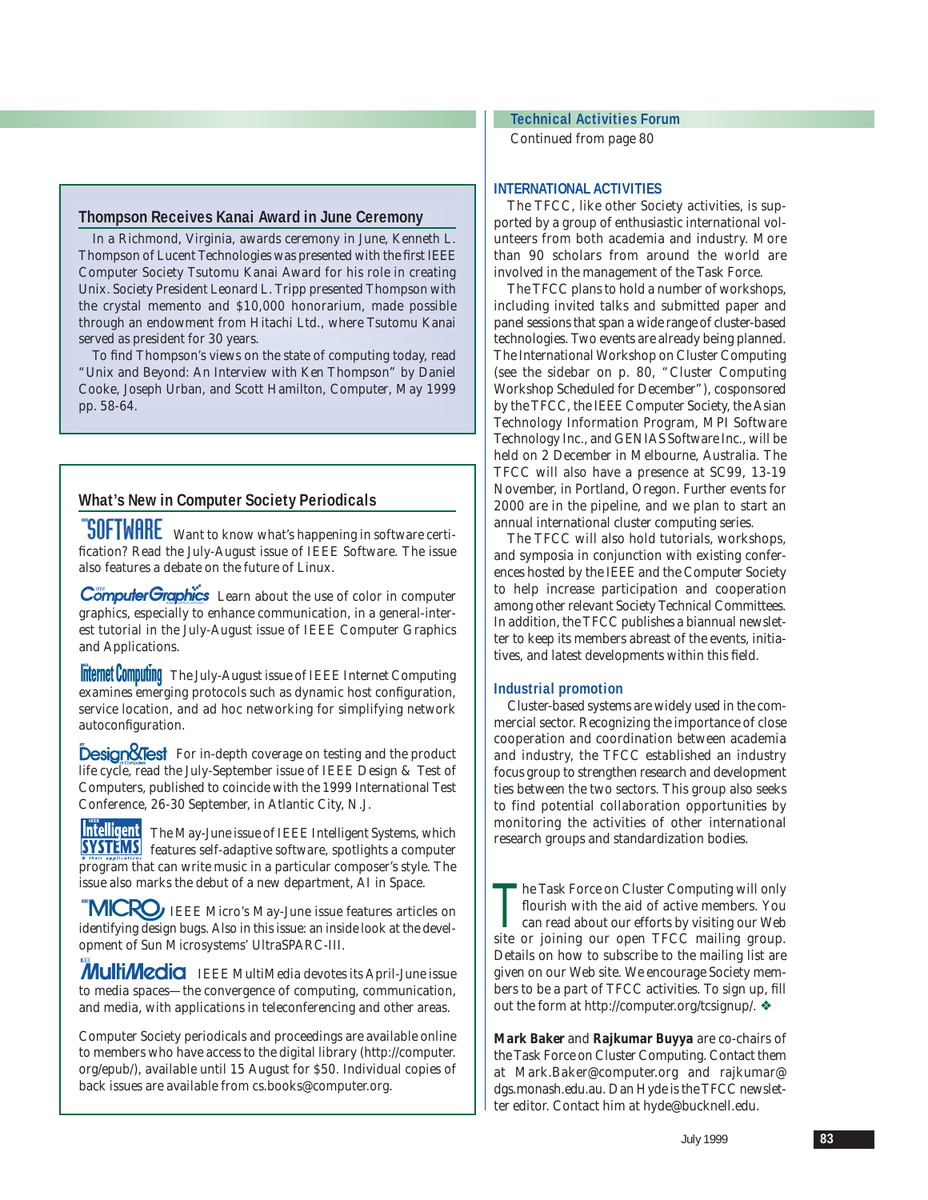## Thompson Receives Kanai Award in June Ceremony

In a Richmond, Virginia, awards ceremony in June, Kenneth L. Thompson of Lucent Technologies was presented with the first IEEE Computer Society Tsutomu Kanai Award for his role in creating Unix. Society President Leonard L. Tripp presented Thompson with the crystal memento and $10,000 honorarium, made possible through an endowment from Hitachi Ltd., where Tsutomu Kanai served as president for 30 years.

To find Thompson's views on the state of computing today, read "Unix and Beyond: An Interview with Ken Thompson" by Daniel Cooke, Joseph Urban, and Scott Hamilton, Computer, May 1999 pp. 58-64.

## What's New in Computer Society Periodicals

**SOFTWARE** Want to know what's happening in software certification? Read the July-August issue of IEEE Software. The issue also features a debate on the future of Linux.

**Computer Graphics** Learn about the use of color in computer graphics, especially to enhance communication, in a general-interest tutorial in the July-August issue of IEEE Computer Graphics and Applications.

**Internet Computing** The July-August issue of IEEE Internet Computing examines emerging protocols such as dynamic host configuration, service location, and ad hoc networking for simplifying network autoconfiguration.

**Design&Test** For in-depth coverage on testing and the product life cycle, read the July-September issue of IEEE Design & Test of Computers, published to coincide with the 1999 International Test Conference, 26-30 September, in Atlantic City, N.J.

**Intelligent SYSTEMS** The May-June issue of IEEE Intelligent Systems, which features self-adaptive software, spotlights a computer program that can write music in a particular composer's style. The issue also marks the debut of a new department, AI in Space.

**MICRO** IEEE Micro's May-June issue features articles on identifying design bugs. Also in this issue: an inside look at the development of Sun Microsystems' UltraSPARC-III.

**MultiMedia** IEEE MultiMedia devotes its April-June issue to media spaces—the convergence of computing, communication, and media, with applications in teleconferencing and other areas.

Computer Society periodicals and proceedings are available online to members who have access to the digital library (http://computer.org/epub/), available until 15 August for $50. Individual copies of back issues are available from cs.books@computer.org.

**Technical Activities Forum**

Continued from page 80

### INTERNATIONAL ACTIVITIES

The TFCC, like other Society activities, is supported by a group of enthusiastic international volunteers from both academia and industry. More than 90 scholars from around the world are involved in the management of the Task Force.

The TFCC plans to hold a number of workshops, including invited talks and submitted paper and panel sessions that span a wide range of cluster-based technologies. Two events are already being planned. The International Workshop on Cluster Computing (see the sidebar on p. 80, "Cluster Computing Workshop Scheduled for December"), cosponsored by the TFCC, the IEEE Computer Society, the Asian Technology Information Program, MPI Software Technology Inc., and GENIAS Software Inc., will be held on 2 December in Melbourne, Australia. The TFCC will also have a presence at SC99, 13-19 November, in Portland, Oregon. Further events for 2000 are in the pipeline, and we plan to start an annual international cluster computing series.

The TFCC will also hold tutorials, workshops, and symposia in conjunction with existing conferences hosted by the IEEE and the Computer Society to help increase participation and cooperation among other relevant Society Technical Committees. In addition, the TFCC publishes a biannual newsletter to keep its members abreast of the events, initiatives, and latest developments within this field.

### Industrial promotion

Cluster-based systems are widely used in the commercial sector. Recognizing the importance of close cooperation and coordination between academia and industry, the TFCC established an industry focus group to strengthen research and development ties between the two sectors. This group also seeks to find potential collaboration opportunities by monitoring the activities of other international research groups and standardization bodies.

The Task Force on Cluster Computing will only flourish with the aid of active members. You can read about our efforts by visiting our Web site or joining our open TFCC mailing group. Details on how to subscribe to the mailing list are given on our Web site. We encourage Society members to be a part of TFCC activities. To sign up, fill out the form at http://computer.org/tcsignup/. ❖

**Mark Baker** and **Rajkumar Buyya** are co-chairs of the Task Force on Cluster Computing. Contact them at Mark.Baker@computer.org and rajkumar@dgs.monash.edu.au. Dan Hyde is the TFCC newsletter editor. Contact him at hyde@bucknell.edu.